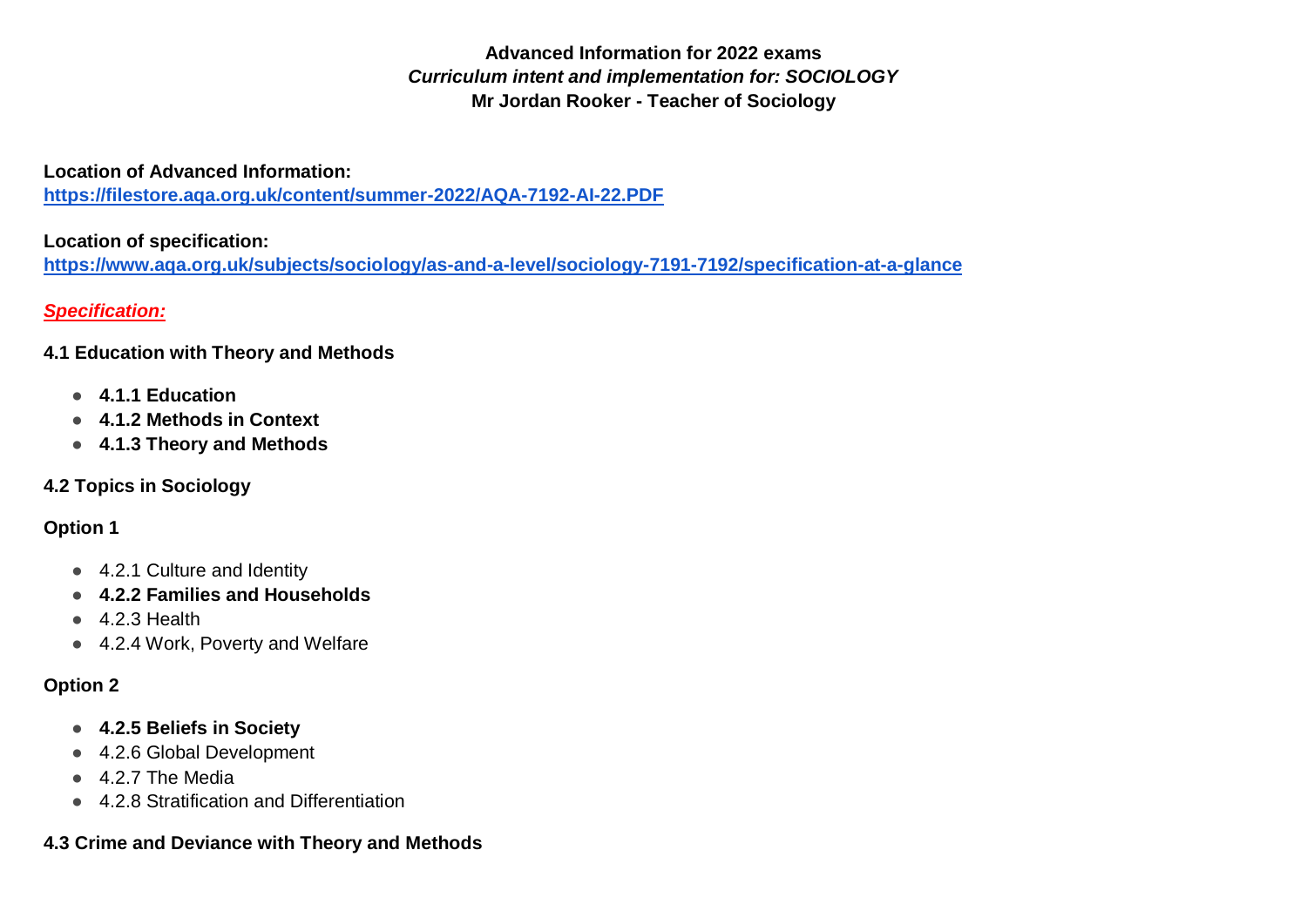**Advanced Information for 2022 exams**
***Curriculum intent and implementation for: SOCIOLOGY***
**Mr Jordan Rooker - Teacher of Sociology**

**Location of Advanced Information:**
**https://filestore.aqa.org.uk/content/summer-2022/AQA-7192-AI-22.PDF**

**Location of specification:**
**https://www.aqa.org.uk/subjects/sociology/as-and-a-level/sociology-7191-7192/specification-at-a-glance**

***Specification:***

**4.1 Education with Theory and Methods**

- **4.1.1 Education**
- **4.1.2 Methods in Context**
- **4.1.3 Theory and Methods**

**4.2 Topics in Sociology**

**Option 1**

- 4.2.1 Culture and Identity
- **4.2.2 Families and Households**
- 4.2.3 Health
- 4.2.4 Work, Poverty and Welfare

**Option 2**

- **4.2.5 Beliefs in Society**
- 4.2.6 Global Development
- 4.2.7 The Media
- 4.2.8 Stratification and Differentiation

**4.3 Crime and Deviance with Theory and Methods**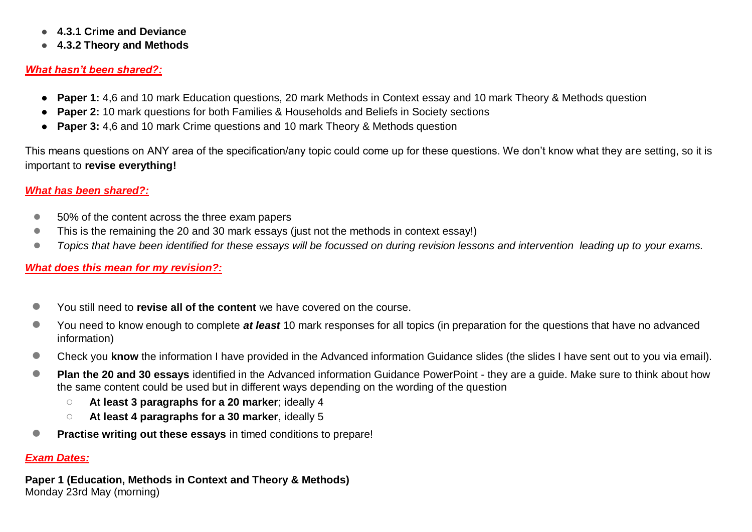- **4.3.1 Crime and Deviance**
- **4.3.2 Theory and Methods**

***<u>What hasn't been shared?:</u>***

- **Paper 1:** 4,6 and 10 mark Education questions, 20 mark Methods in Context essay and 10 mark Theory & Methods question
- **Paper 2:** 10 mark questions for both Families & Households and Beliefs in Society sections
- **Paper 3:** 4,6 and 10 mark Crime questions and 10 mark Theory & Methods question

This means questions on ANY area of the specification/any topic could come up for these questions. We don't know what they are setting, so it is important to **revise everything!**

***<u>What has been shared?:</u>***

- 50% of the content across the three exam papers
- This is the remaining the 20 and 30 mark essays (just not the methods in context essay!)
- *Topics that have been identified for these essays will be focussed on during revision lessons and intervention leading up to your exams.*

***<u>What does this mean for my revision?:</u>***

- You still need to **revise all of the content** we have covered on the course.
- You need to know enough to complete ***at least*** 10 mark responses for all topics (in preparation for the questions that have no advanced information)
- Check you **know** the information I have provided in the Advanced information Guidance slides (the slides I have sent out to you via email).
- **Plan the 20 and 30 essays** identified in the Advanced information Guidance PowerPoint - they are a guide. Make sure to think about how the same content could be used but in different ways depending on the wording of the question
  - **At least 3 paragraphs for a 20 marker**; ideally 4
  - **At least 4 paragraphs for a 30 marker**, ideally 5
- **Practise writing out these essays** in timed conditions to prepare!

***<u>Exam Dates:</u>***

**Paper 1 (Education, Methods in Context and Theory & Methods)**
Monday 23rd May (morning)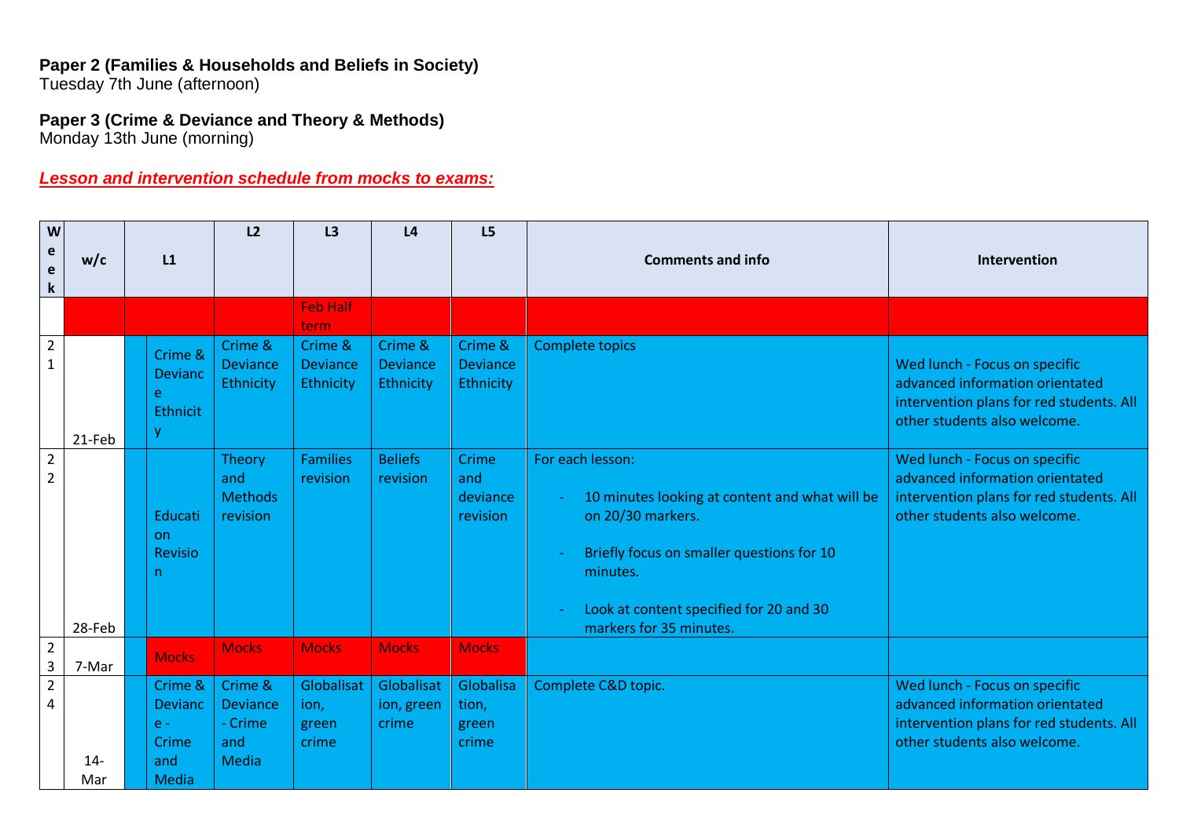**Paper 2 (Families & Households and Beliefs in Society)**
Tuesday 7th June (afternoon)

**Paper 3 (Crime & Deviance and Theory & Methods)**
Monday 13th June (morning)

***Lesson and intervention schedule from mocks to exams:***

| Week | w/c | L1 | L2 | L3 | L4 | L5 | Comments and info | Intervention |
|---|---|---|---|---|---|---|---|---|
| | | | | Feb Half term | | | | |
| 21 | 21-Feb | Crime & Deviance Ethnicity | Crime & Deviance Ethnicity | Crime & Deviance Ethnicity | Crime & Deviance Ethnicity | Crime & Deviance Ethnicity | Complete topics | Wed lunch - Focus on specific advanced information orientated intervention plans for red students. All other students also welcome. |
| 22 | 28-Feb | Education Revision | Theory and Methods revision | Families revision | Beliefs revision | Crime and deviance revision | For each lesson:<br>- 10 minutes looking at content and what will be on 20/30 markers.<br>- Briefly focus on smaller questions for 10 minutes.<br>- Look at content specified for 20 and 30 markers for 35 minutes. | Wed lunch - Focus on specific advanced information orientated intervention plans for red students. All other students also welcome. |
| 23 | 7-Mar | Mocks | Mocks | Mocks | Mocks | Mocks | | |
| 24 | 14-Mar | Crime & Deviance - Crime and Media | Crime & Deviance - Crime and Media | Globalisation, green crime | Globalisation, green crime | Globalisation, green crime | Complete C&D topic. | Wed lunch - Focus on specific advanced information orientated intervention plans for red students. All other students also welcome. |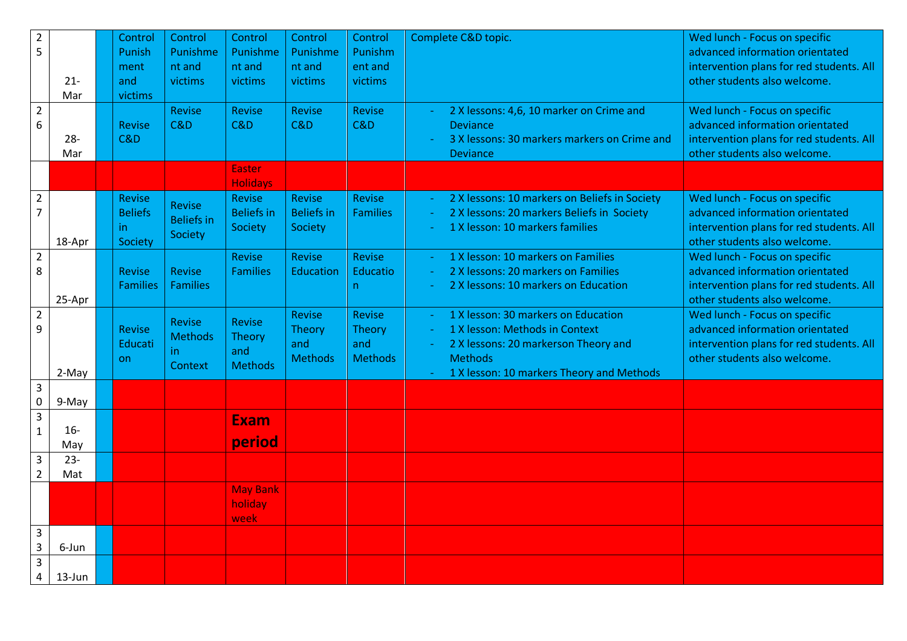| | | | | | | | | | |
|---|---|---|---|---|---|---|---|---|---|
| 25 | 21-Mar | | Control Punishment and victims | Control Punishment and victims | Control Punishment and victims | Control Punishment and victims | Control Punishment and victims | Complete C&D topic. | Wed lunch - Focus on specific advanced information orientated intervention plans for red students. All other students also welcome. |
| 26 | 28-Mar | | Revise C&D | Revise C&D | Revise C&D | Revise C&D | Revise C&D | - 2 X lessons: 4,6, 10 marker on Crime and Deviance<br>- 3 X lessons: 30 markers markers on Crime and Deviance | Wed lunch - Focus on specific advanced information orientated intervention plans for red students. All other students also welcome. |
| | | | | | Easter Holidays | | | | |
| 27 | 18-Apr | | Revise Beliefs in Society | Revise Beliefs in Society | Revise Beliefs in Society | Revise Beliefs in Society | Revise Families | - 2 X lessons: 10 markers on Beliefs in Society<br>- 2 X lessons: 20 markers Beliefs in Society<br>- 1 X lesson: 10 markers families | Wed lunch - Focus on specific advanced information orientated intervention plans for red students. All other students also welcome. |
| 28 | 25-Apr | | Revise Families | Revise Families | Revise Families | Revise Education | Revise Education | - 1 X lesson: 10 markers on Families<br>- 2 X lessons: 20 markers on Families<br>- 2 X lessons: 10 markers on Education | Wed lunch - Focus on specific advanced information orientated intervention plans for red students. All other students also welcome. |
| 29 | 2-May | | Revise Education | Revise Methods in Context | Revise Theory and Methods | Revise Theory and Methods | Revise Theory and Methods | - 1 X lesson: 30 markers on Education<br>- 1 X lesson: Methods in Context<br>- 2 X lessons: 20 markerson Theory and Methods<br>- 1 X lesson: 10 markers Theory and Methods | Wed lunch - Focus on specific advanced information orientated intervention plans for red students. All other students also welcome. |
| 30 | 9-May | | | | | | | | |
| 31 | 16-May | | | | **Exam period** | | | | |
| 32 | 23-Mat | | | | | | | | |
| | | | | | May Bank holiday week | | | | |
| 33 | 6-Jun | | | | | | | | |
| 34 | 13-Jun | | | | | | | | |